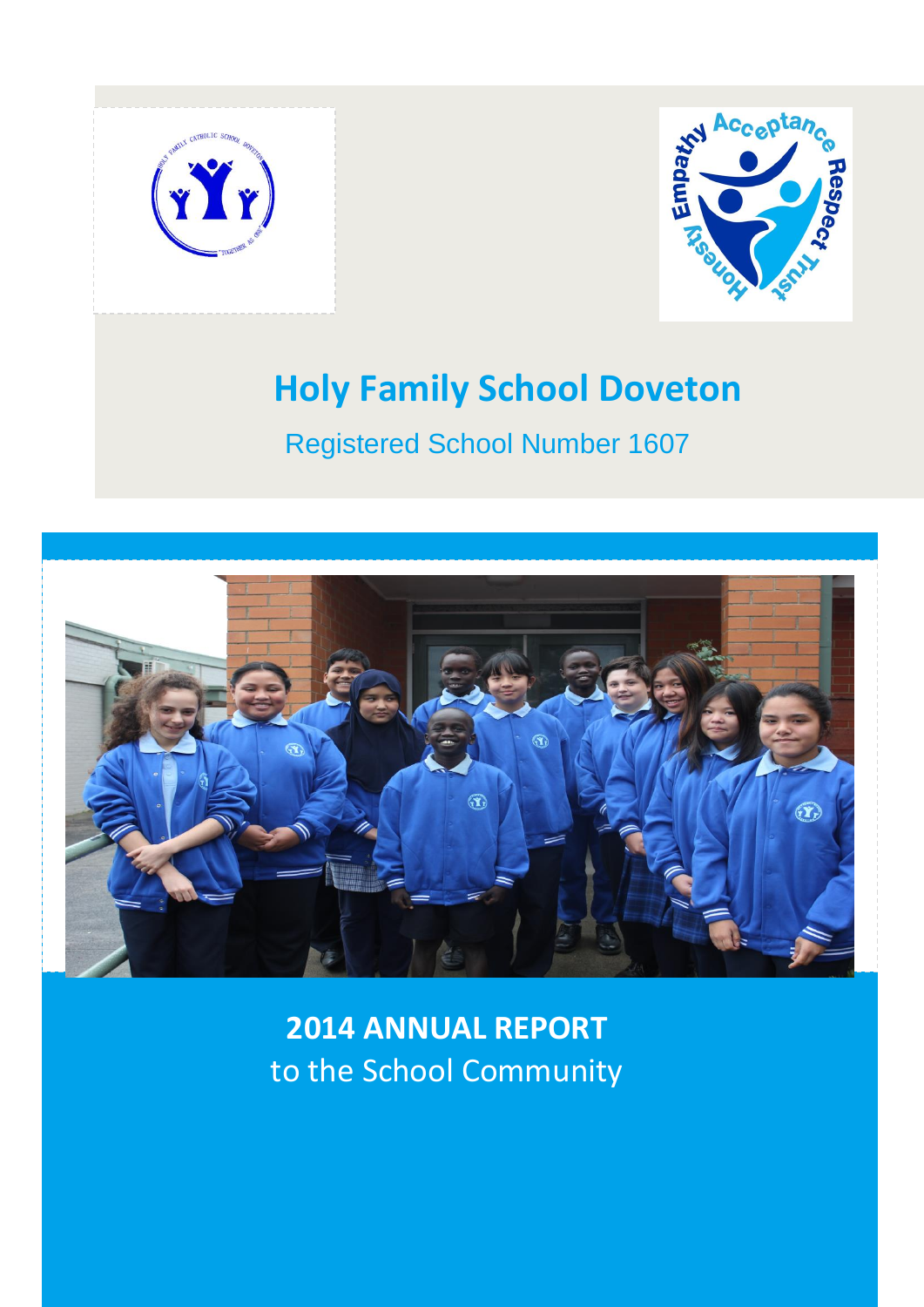# Holy Family School Doveton

Registered School Number 1607

**2014 ANNUAL REPORT**

to the School Community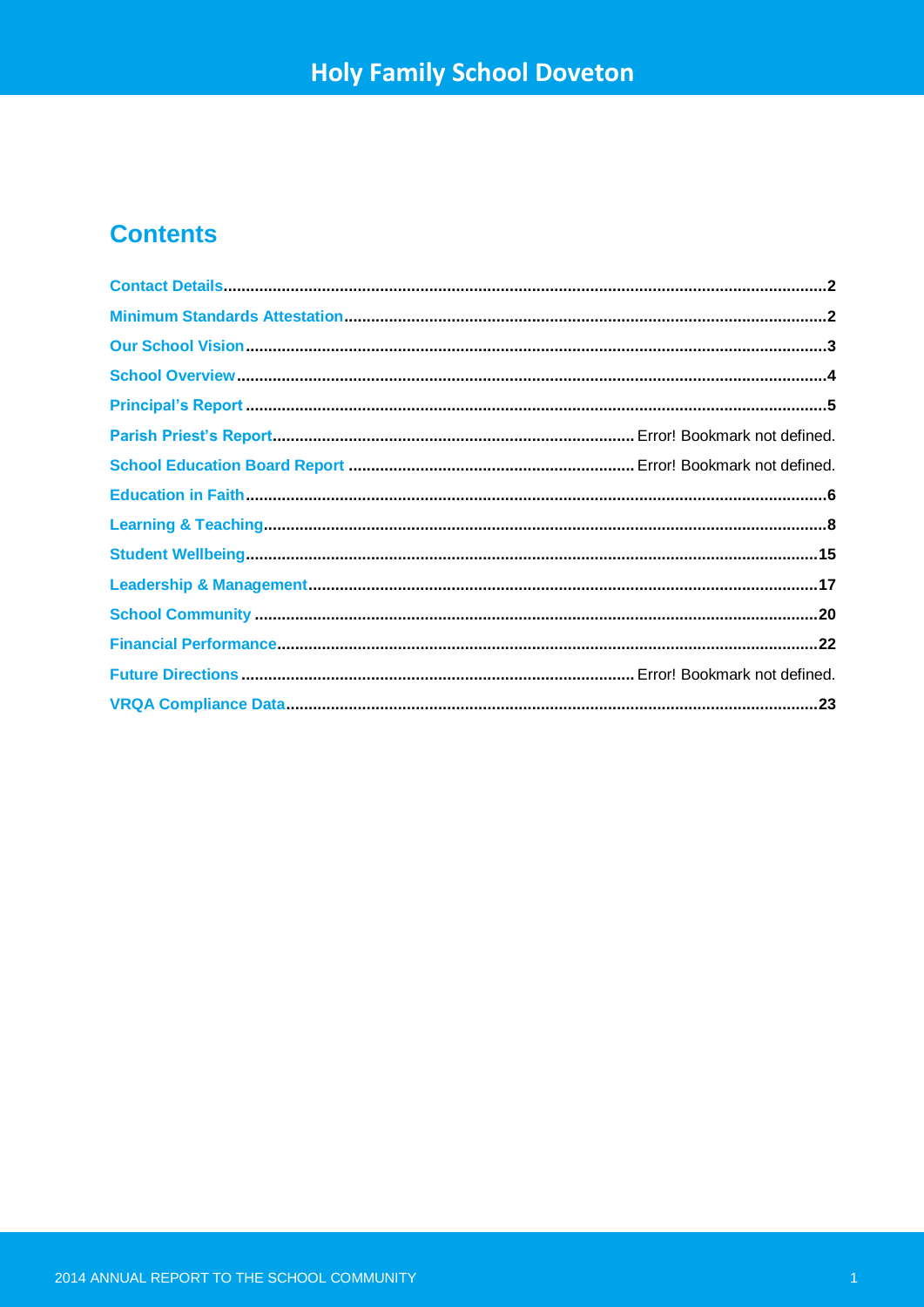# Holy Family School Doveton

## Contents

Contact Details.....2
Minimum Standards Attestation.....2
Our School Vision.....3
School Overview.....4
Principal's Report.....5
Parish Priest's Report.....Error! Bookmark not defined.
School Education Board Report.....Error! Bookmark not defined.
Education in Faith.....6
Learning & Teaching.....8
Student Wellbeing.....15
Leadership & Management.....17
School Community.....20
Financial Performance.....22
Future Directions.....Error! Bookmark not defined.
VRQA Compliance Data.....23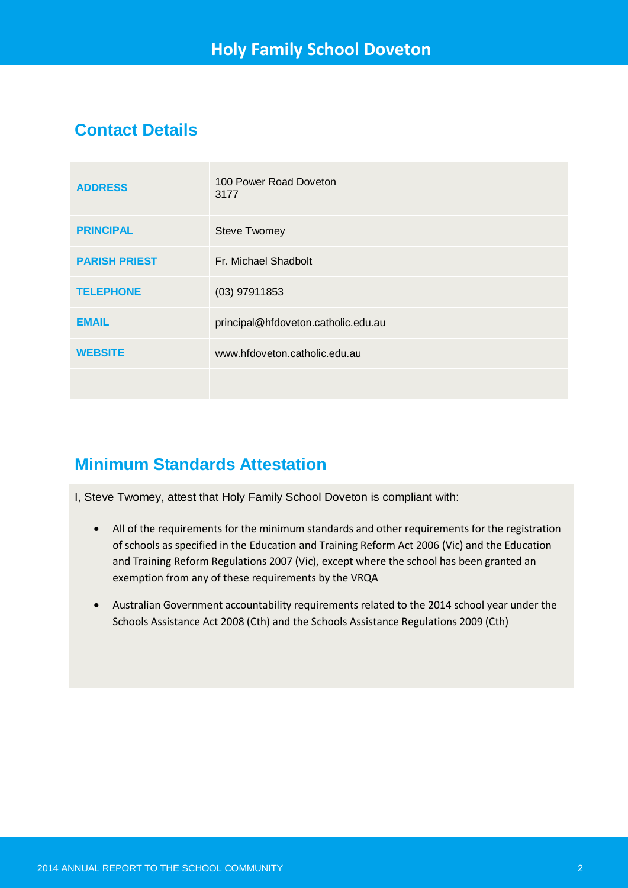# Holy Family School Doveton

## Contact Details

| | |
|---|---|
| **ADDRESS** | 100 Power Road Doveton 3177 |
| **PRINCIPAL** | Steve Twomey |
| **PARISH PRIEST** | Fr. Michael Shadbolt |
| **TELEPHONE** | (03) 97911853 |
| **EMAIL** | principal@hfdoveton.catholic.edu.au |
| **WEBSITE** | www.hfdoveton.catholic.edu.au |
| | |

## Minimum Standards Attestation

I, Steve Twomey, attest that Holy Family School Doveton is compliant with:

- All of the requirements for the minimum standards and other requirements for the registration of schools as specified in the Education and Training Reform Act 2006 (Vic) and the Education and Training Reform Regulations 2007 (Vic), except where the school has been granted an exemption from any of these requirements by the VRQA
- Australian Government accountability requirements related to the 2014 school year under the Schools Assistance Act 2008 (Cth) and the Schools Assistance Regulations 2009 (Cth)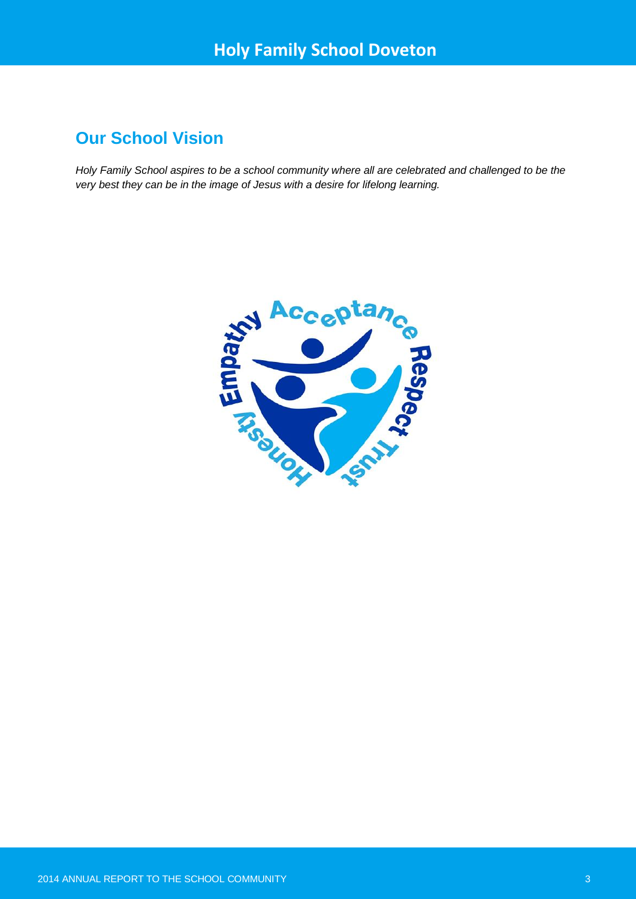## Our School Vision

*Holy Family School aspires to be a school community where all are celebrated and challenged to be the very best they can be in the image of Jesus with a desire for lifelong learning.*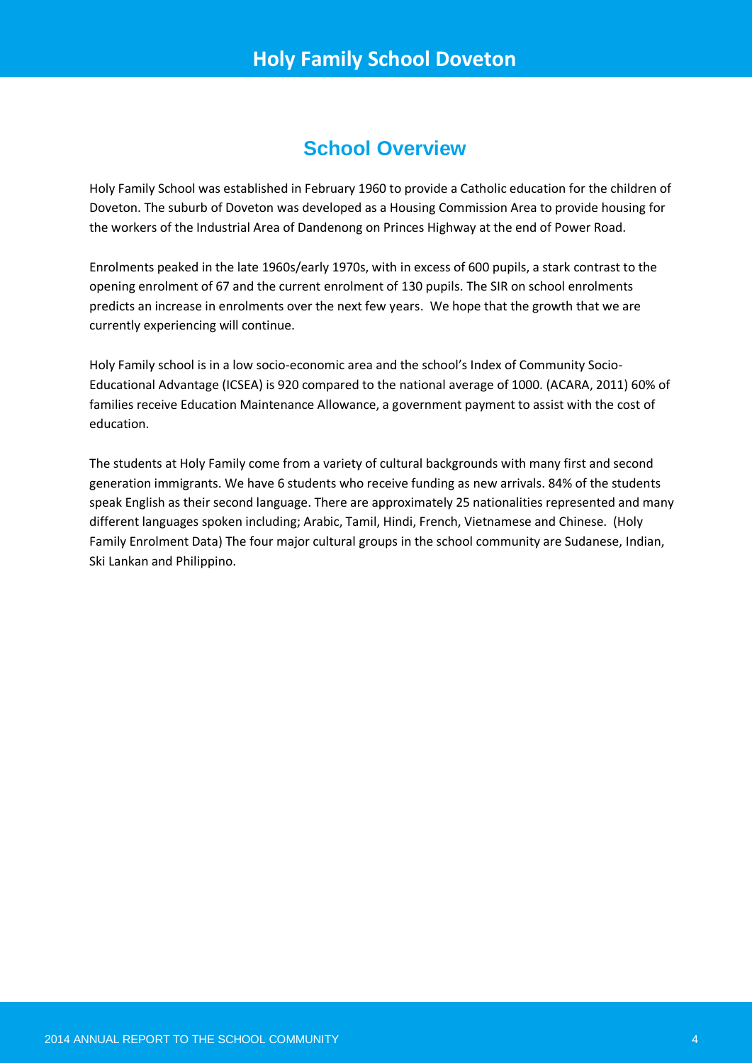## School Overview

Holy Family School was established in February 1960 to provide a Catholic education for the children of Doveton. The suburb of Doveton was developed as a Housing Commission Area to provide housing for the workers of the Industrial Area of Dandenong on Princes Highway at the end of Power Road.

Enrolments peaked in the late 1960s/early 1970s, with in excess of 600 pupils, a stark contrast to the opening enrolment of 67 and the current enrolment of 130 pupils. The SIR on school enrolments predicts an increase in enrolments over the next few years. We hope that the growth that we are currently experiencing will continue.

Holy Family school is in a low socio-economic area and the school's Index of Community Socio-Educational Advantage (ICSEA) is 920 compared to the national average of 1000. (ACARA, 2011) 60% of families receive Education Maintenance Allowance, a government payment to assist with the cost of education.

The students at Holy Family come from a variety of cultural backgrounds with many first and second generation immigrants. We have 6 students who receive funding as new arrivals. 84% of the students speak English as their second language. There are approximately 25 nationalities represented and many different languages spoken including; Arabic, Tamil, Hindi, French, Vietnamese and Chinese. (Holy Family Enrolment Data) The four major cultural groups in the school community are Sudanese, Indian, Ski Lankan and Philippino.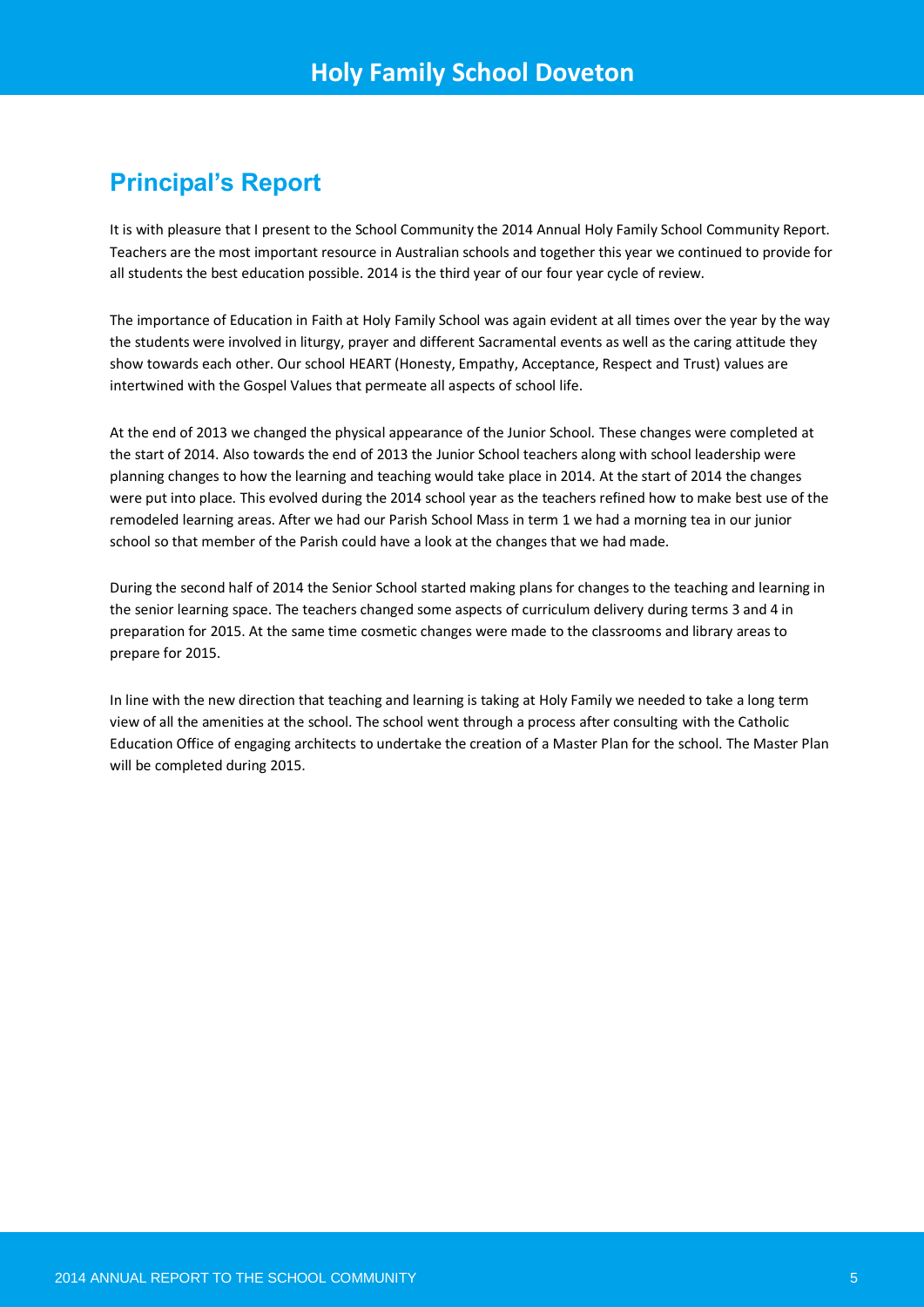# Holy Family School Doveton

## Principal's Report

It is with pleasure that I present to the School Community the 2014 Annual Holy Family School Community Report. Teachers are the most important resource in Australian schools and together this year we continued to provide for all students the best education possible. 2014 is the third year of our four year cycle of review.

The importance of Education in Faith at Holy Family School was again evident at all times over the year by the way the students were involved in liturgy, prayer and different Sacramental events as well as the caring attitude they show towards each other. Our school HEART (Honesty, Empathy, Acceptance, Respect and Trust) values are intertwined with the Gospel Values that permeate all aspects of school life.

At the end of 2013 we changed the physical appearance of the Junior School. These changes were completed at the start of 2014. Also towards the end of 2013 the Junior School teachers along with school leadership were planning changes to how the learning and teaching would take place in 2014. At the start of 2014 the changes were put into place. This evolved during the 2014 school year as the teachers refined how to make best use of the remodeled learning areas. After we had our Parish School Mass in term 1 we had a morning tea in our junior school so that member of the Parish could have a look at the changes that we had made.

During the second half of 2014 the Senior School started making plans for changes to the teaching and learning in the senior learning space. The teachers changed some aspects of curriculum delivery during terms 3 and 4 in preparation for 2015. At the same time cosmetic changes were made to the classrooms and library areas to prepare for 2015.

In line with the new direction that teaching and learning is taking at Holy Family we needed to take a long term view of all the amenities at the school. The school went through a process after consulting with the Catholic Education Office of engaging architects to undertake the creation of a Master Plan for the school. The Master Plan will be completed during 2015.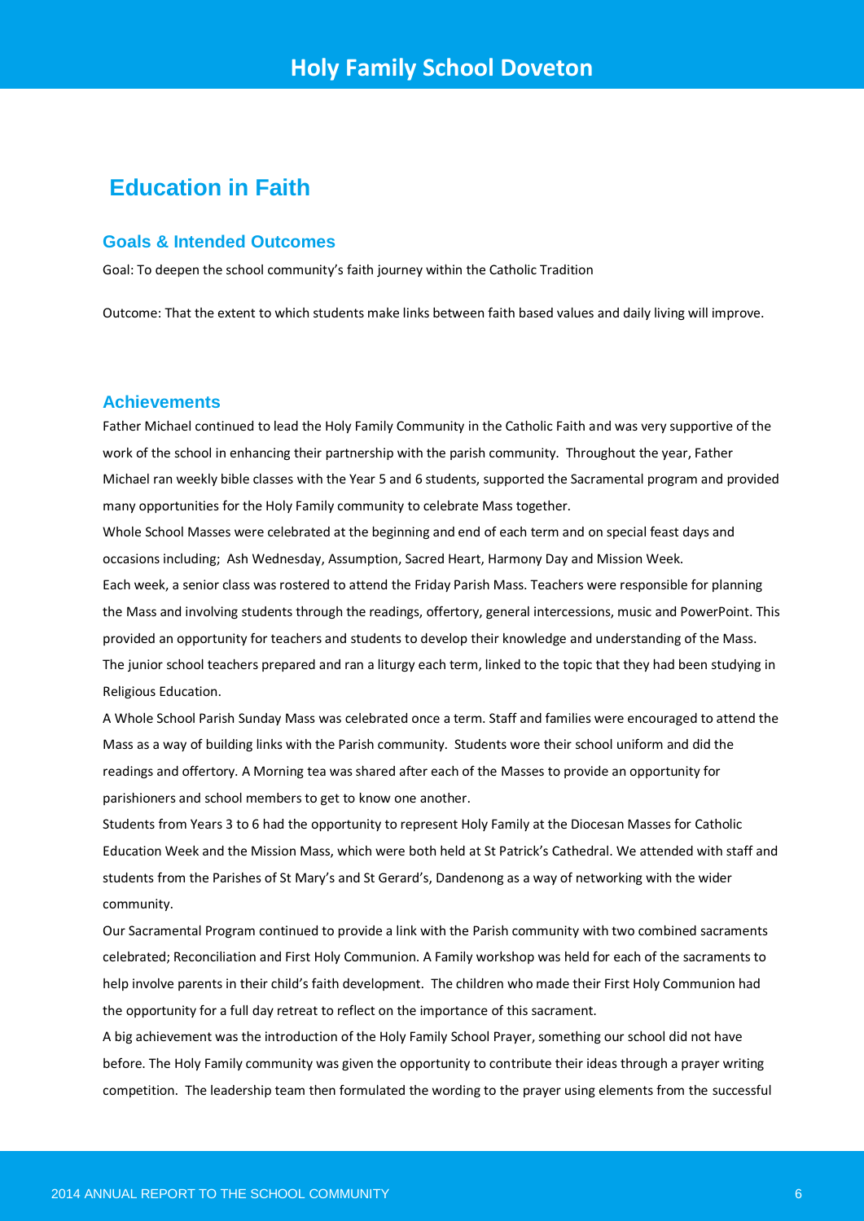# Education in Faith

## Goals & Intended Outcomes

Goal: To deepen the school community's faith journey within the Catholic Tradition

Outcome: That the extent to which students make links between faith based values and daily living will improve.

## Achievements

Father Michael continued to lead the Holy Family Community in the Catholic Faith and was very supportive of the work of the school in enhancing their partnership with the parish community. Throughout the year, Father Michael ran weekly bible classes with the Year 5 and 6 students, supported the Sacramental program and provided many opportunities for the Holy Family community to celebrate Mass together.

Whole School Masses were celebrated at the beginning and end of each term and on special feast days and occasions including; Ash Wednesday, Assumption, Sacred Heart, Harmony Day and Mission Week.

Each week, a senior class was rostered to attend the Friday Parish Mass. Teachers were responsible for planning the Mass and involving students through the readings, offertory, general intercessions, music and PowerPoint. This provided an opportunity for teachers and students to develop their knowledge and understanding of the Mass.

The junior school teachers prepared and ran a liturgy each term, linked to the topic that they had been studying in Religious Education.

A Whole School Parish Sunday Mass was celebrated once a term. Staff and families were encouraged to attend the Mass as a way of building links with the Parish community. Students wore their school uniform and did the readings and offertory. A Morning tea was shared after each of the Masses to provide an opportunity for parishioners and school members to get to know one another.

Students from Years 3 to 6 had the opportunity to represent Holy Family at the Diocesan Masses for Catholic Education Week and the Mission Mass, which were both held at St Patrick's Cathedral. We attended with staff and students from the Parishes of St Mary's and St Gerard's, Dandenong as a way of networking with the wider community.

Our Sacramental Program continued to provide a link with the Parish community with two combined sacraments celebrated; Reconciliation and First Holy Communion. A Family workshop was held for each of the sacraments to help involve parents in their child's faith development. The children who made their First Holy Communion had the opportunity for a full day retreat to reflect on the importance of this sacrament.

A big achievement was the introduction of the Holy Family School Prayer, something our school did not have before. The Holy Family community was given the opportunity to contribute their ideas through a prayer writing competition. The leadership team then formulated the wording to the prayer using elements from the successful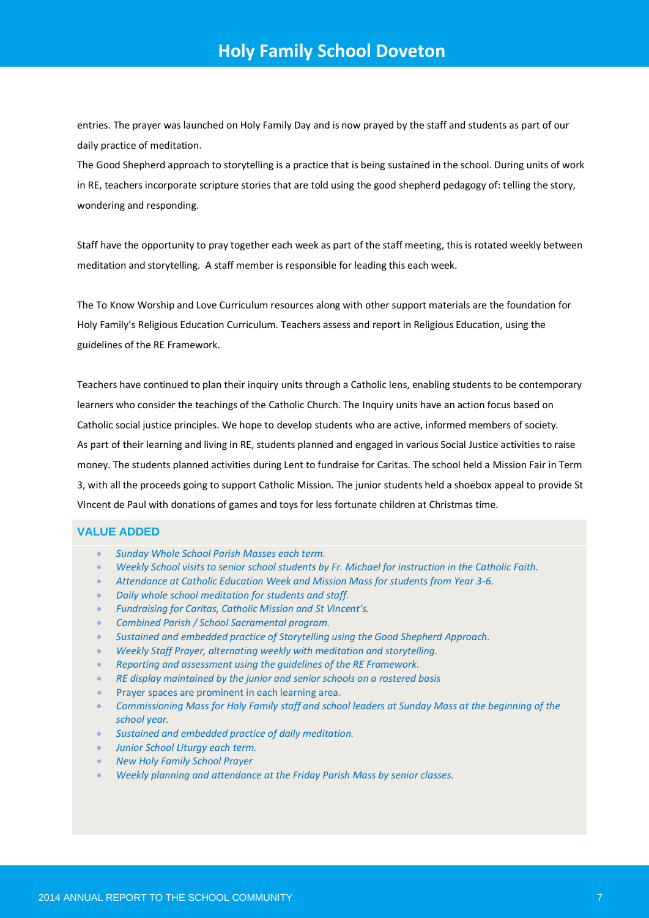entries. The prayer was launched on Holy Family Day and is now prayed by the staff and students as part of our daily practice of meditation.

The Good Shepherd approach to storytelling is a practice that is being sustained in the school. During units of work in RE, teachers incorporate scripture stories that are told using the good shepherd pedagogy of: telling the story, wondering and responding.

Staff have the opportunity to pray together each week as part of the staff meeting, this is rotated weekly between meditation and storytelling. A staff member is responsible for leading this each week.

The To Know Worship and Love Curriculum resources along with other support materials are the foundation for Holy Family's Religious Education Curriculum. Teachers assess and report in Religious Education, using the guidelines of the RE Framework.

Teachers have continued to plan their inquiry units through a Catholic lens, enabling students to be contemporary learners who consider the teachings of the Catholic Church. The Inquiry units have an action focus based on Catholic social justice principles. We hope to develop students who are active, informed members of society.
As part of their learning and living in RE, students planned and engaged in various Social Justice activities to raise money. The students planned activities during Lent to fundraise for Caritas. The school held a Mission Fair in Term 3, with all the proceeds going to support Catholic Mission. The junior students held a shoebox appeal to provide St Vincent de Paul with donations of games and toys for less fortunate children at Christmas time.

## VALUE ADDED

- *Sunday Whole School Parish Masses each term.*
- *Weekly School visits to senior school students by Fr. Michael for instruction in the Catholic Faith.*
- *Attendance at Catholic Education Week and Mission Mass for students from Year 3-6.*
- *Daily whole school meditation for students and staff.*
- *Fundraising for Caritas, Catholic Mission and St Vincent's.*
- *Combined Parish / School Sacramental program.*
- *Sustained and embedded practice of Storytelling using the Good Shepherd Approach.*
- *Weekly Staff Prayer, alternating weekly with meditation and storytelling.*
- *Reporting and assessment using the guidelines of the RE Framework.*
- *RE display maintained by the junior and senior schools on a rostered basis*
- Prayer spaces are prominent in each learning area.
- *Commissioning Mass for Holy Family staff and school leaders at Sunday Mass at the beginning of the school year.*
- *Sustained and embedded practice of daily meditation.*
- *Junior School Liturgy each term.*
- *New Holy Family School Prayer*
- *Weekly planning and attendance at the Friday Parish Mass by senior classes.*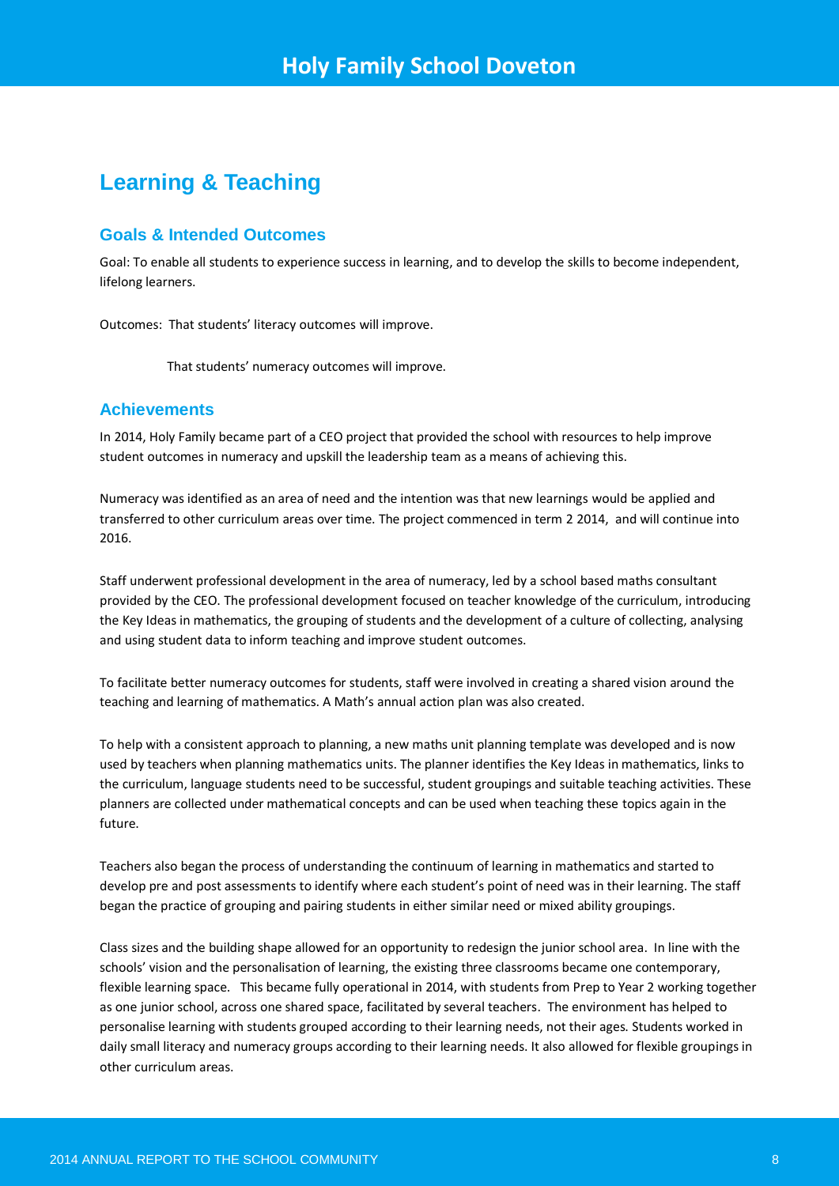## Learning & Teaching

### Goals & Intended Outcomes

Goal: To enable all students to experience success in learning, and to develop the skills to become independent, lifelong learners.

Outcomes: That students' literacy outcomes will improve.

That students' numeracy outcomes will improve.

### Achievements

In 2014, Holy Family became part of a CEO project that provided the school with resources to help improve student outcomes in numeracy and upskill the leadership team as a means of achieving this.

Numeracy was identified as an area of need and the intention was that new learnings would be applied and transferred to other curriculum areas over time. The project commenced in term 2 2014, and will continue into 2016.

Staff underwent professional development in the area of numeracy, led by a school based maths consultant provided by the CEO. The professional development focused on teacher knowledge of the curriculum, introducing the Key Ideas in mathematics, the grouping of students and the development of a culture of collecting, analysing and using student data to inform teaching and improve student outcomes.

To facilitate better numeracy outcomes for students, staff were involved in creating a shared vision around the teaching and learning of mathematics. A Math's annual action plan was also created.

To help with a consistent approach to planning, a new maths unit planning template was developed and is now used by teachers when planning mathematics units. The planner identifies the Key Ideas in mathematics, links to the curriculum, language students need to be successful, student groupings and suitable teaching activities. These planners are collected under mathematical concepts and can be used when teaching these topics again in the future.

Teachers also began the process of understanding the continuum of learning in mathematics and started to develop pre and post assessments to identify where each student's point of need was in their learning. The staff began the practice of grouping and pairing students in either similar need or mixed ability groupings.

Class sizes and the building shape allowed for an opportunity to redesign the junior school area. In line with the schools' vision and the personalisation of learning, the existing three classrooms became one contemporary, flexible learning space. This became fully operational in 2014, with students from Prep to Year 2 working together as one junior school, across one shared space, facilitated by several teachers. The environment has helped to personalise learning with students grouped according to their learning needs, not their ages. Students worked in daily small literacy and numeracy groups according to their learning needs. It also allowed for flexible groupings in other curriculum areas.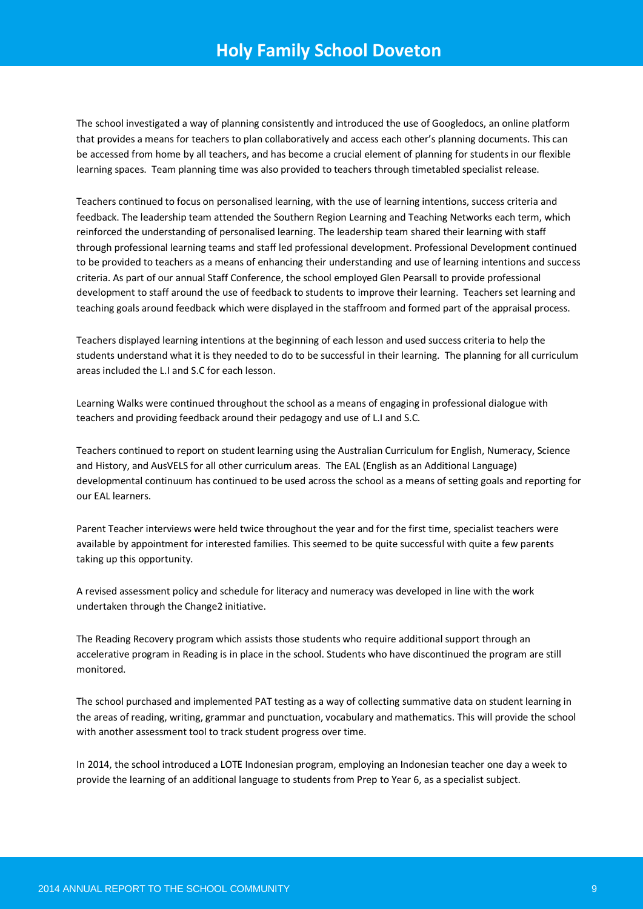The school investigated a way of planning consistently and introduced the use of Googledocs, an online platform that provides a means for teachers to plan collaboratively and access each other's planning documents. This can be accessed from home by all teachers, and has become a crucial element of planning for students in our flexible learning spaces. Team planning time was also provided to teachers through timetabled specialist release.

Teachers continued to focus on personalised learning, with the use of learning intentions, success criteria and feedback. The leadership team attended the Southern Region Learning and Teaching Networks each term, which reinforced the understanding of personalised learning. The leadership team shared their learning with staff through professional learning teams and staff led professional development. Professional Development continued to be provided to teachers as a means of enhancing their understanding and use of learning intentions and success criteria. As part of our annual Staff Conference, the school employed Glen Pearsall to provide professional development to staff around the use of feedback to students to improve their learning. Teachers set learning and teaching goals around feedback which were displayed in the staffroom and formed part of the appraisal process.

Teachers displayed learning intentions at the beginning of each lesson and used success criteria to help the students understand what it is they needed to do to be successful in their learning. The planning for all curriculum areas included the L.I and S.C for each lesson.

Learning Walks were continued throughout the school as a means of engaging in professional dialogue with teachers and providing feedback around their pedagogy and use of L.I and S.C.

Teachers continued to report on student learning using the Australian Curriculum for English, Numeracy, Science and History, and AusVELS for all other curriculum areas. The EAL (English as an Additional Language) developmental continuum has continued to be used across the school as a means of setting goals and reporting for our EAL learners.

Parent Teacher interviews were held twice throughout the year and for the first time, specialist teachers were available by appointment for interested families. This seemed to be quite successful with quite a few parents taking up this opportunity.

A revised assessment policy and schedule for literacy and numeracy was developed in line with the work undertaken through the Change2 initiative.

The Reading Recovery program which assists those students who require additional support through an accelerative program in Reading is in place in the school. Students who have discontinued the program are still monitored.

The school purchased and implemented PAT testing as a way of collecting summative data on student learning in the areas of reading, writing, grammar and punctuation, vocabulary and mathematics. This will provide the school with another assessment tool to track student progress over time.

In 2014, the school introduced a LOTE Indonesian program, employing an Indonesian teacher one day a week to provide the learning of an additional language to students from Prep to Year 6, as a specialist subject.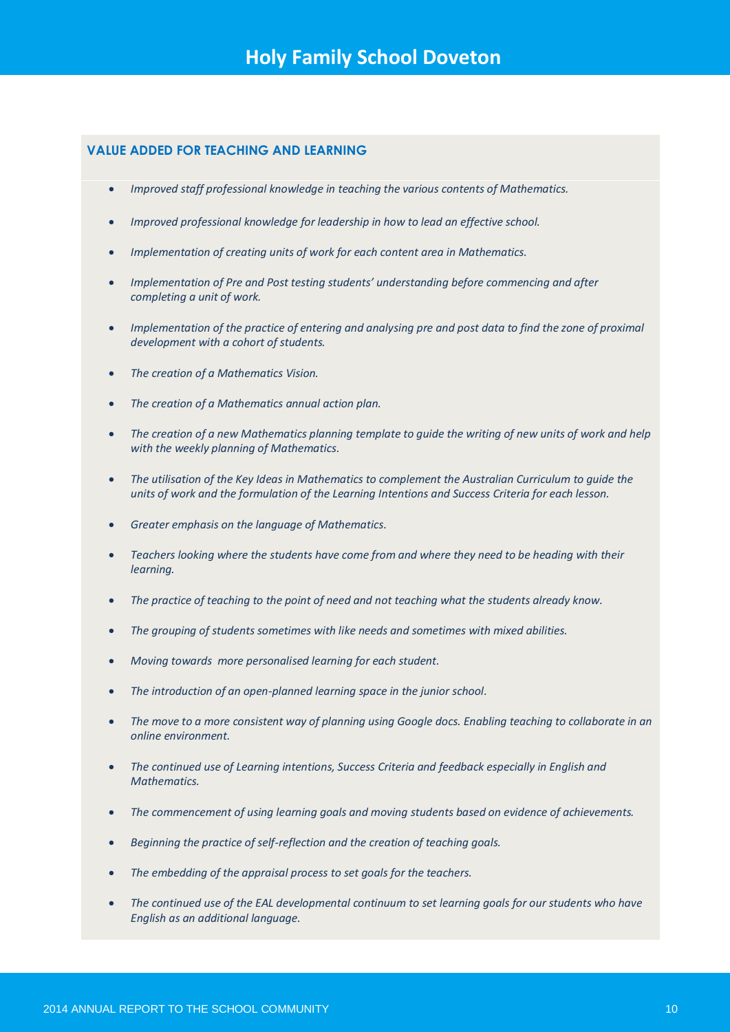## VALUE ADDED FOR TEACHING AND LEARNING

- *Improved staff professional knowledge in teaching the various contents of Mathematics.*
- *Improved professional knowledge for leadership in how to lead an effective school.*
- *Implementation of creating units of work for each content area in Mathematics.*
- *Implementation of Pre and Post testing students' understanding before commencing and after completing a unit of work.*
- *Implementation of the practice of entering and analysing pre and post data to find the zone of proximal development with a cohort of students.*
- *The creation of a Mathematics Vision.*
- *The creation of a Mathematics annual action plan.*
- *The creation of a new Mathematics planning template to guide the writing of new units of work and help with the weekly planning of Mathematics.*
- *The utilisation of the Key Ideas in Mathematics to complement the Australian Curriculum to guide the units of work and the formulation of the Learning Intentions and Success Criteria for each lesson.*
- *Greater emphasis on the language of Mathematics.*
- *Teachers looking where the students have come from and where they need to be heading with their learning.*
- *The practice of teaching to the point of need and not teaching what the students already know.*
- *The grouping of students sometimes with like needs and sometimes with mixed abilities.*
- *Moving towards more personalised learning for each student.*
- *The introduction of an open-planned learning space in the junior school.*
- *The move to a more consistent way of planning using Google docs. Enabling teaching to collaborate in an online environment.*
- *The continued use of Learning intentions, Success Criteria and feedback especially in English and Mathematics.*
- *The commencement of using learning goals and moving students based on evidence of achievements.*
- *Beginning the practice of self-reflection and the creation of teaching goals.*
- *The embedding of the appraisal process to set goals for the teachers.*
- *The continued use of the EAL developmental continuum to set learning goals for our students who have English as an additional language.*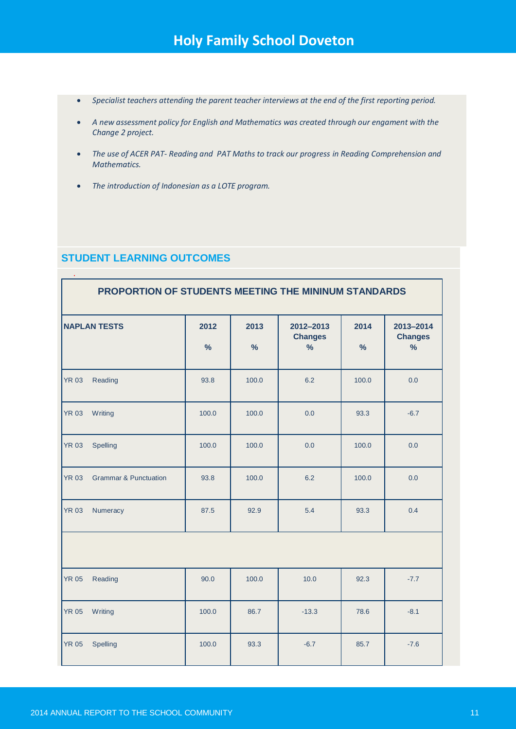- *Specialist teachers attending the parent teacher interviews at the end of the first reporting period.*
- *A new assessment policy for English and Mathematics was created through our engament with the Change 2 project.*
- *The use of ACER PAT- Reading and PAT Maths to track our progress in Reading Comprehension and Mathematics.*
- *The introduction of Indonesian as a LOTE program.*

## STUDENT LEARNING OUTCOMES

**PROPORTION OF STUDENTS MEETING THE MININUM STANDARDS**

| NAPLAN TESTS | 2012 % | 2013 % | 2012–2013 Changes % | 2014 % | 2013–2014 Changes % |
|---|---|---|---|---|---|
| YR 03 Reading | 93.8 | 100.0 | 6.2 | 100.0 | 0.0 |
| YR 03 Writing | 100.0 | 100.0 | 0.0 | 93.3 | -6.7 |
| YR 03 Spelling | 100.0 | 100.0 | 0.0 | 100.0 | 0.0 |
| YR 03 Grammar & Punctuation | 93.8 | 100.0 | 6.2 | 100.0 | 0.0 |
| YR 03 Numeracy | 87.5 | 92.9 | 5.4 | 93.3 | 0.4 |
| | | | | | |
| YR 05 Reading | 90.0 | 100.0 | 10.0 | 92.3 | -7.7 |
| YR 05 Writing | 100.0 | 86.7 | -13.3 | 78.6 | -8.1 |
| YR 05 Spelling | 100.0 | 93.3 | -6.7 | 85.7 | -7.6 |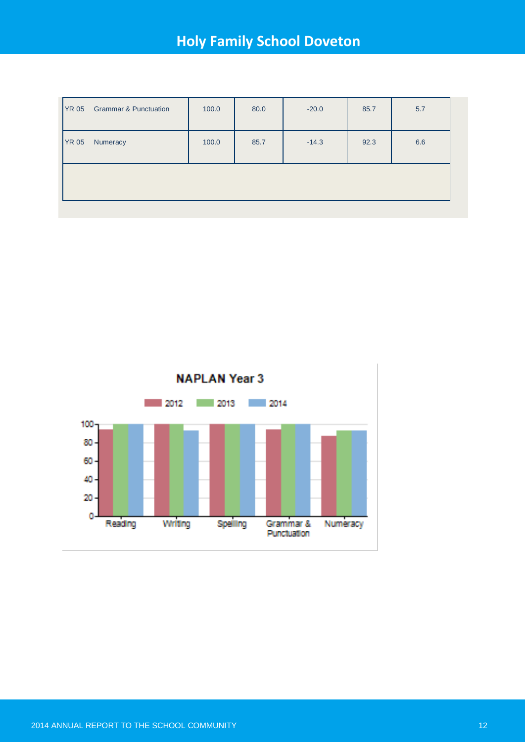| | | | | | |
|---|---|---|---|---|---|
| YR 05 Grammar & Punctuation | 100.0 | 80.0 | -20.0 | 85.7 | 5.7 |
| YR 05 Numeracy | 100.0 | 85.7 | -14.3 | 92.3 | 6.6 |

**NAPLAN Year 3**

| | 2012 | 2013 | 2014 |
|---|---|---|---|
| Reading | | | |
| Writing | | | |
| Spelling | | | |
| Grammar & Punctuation | | | |
| Numeracy | | | |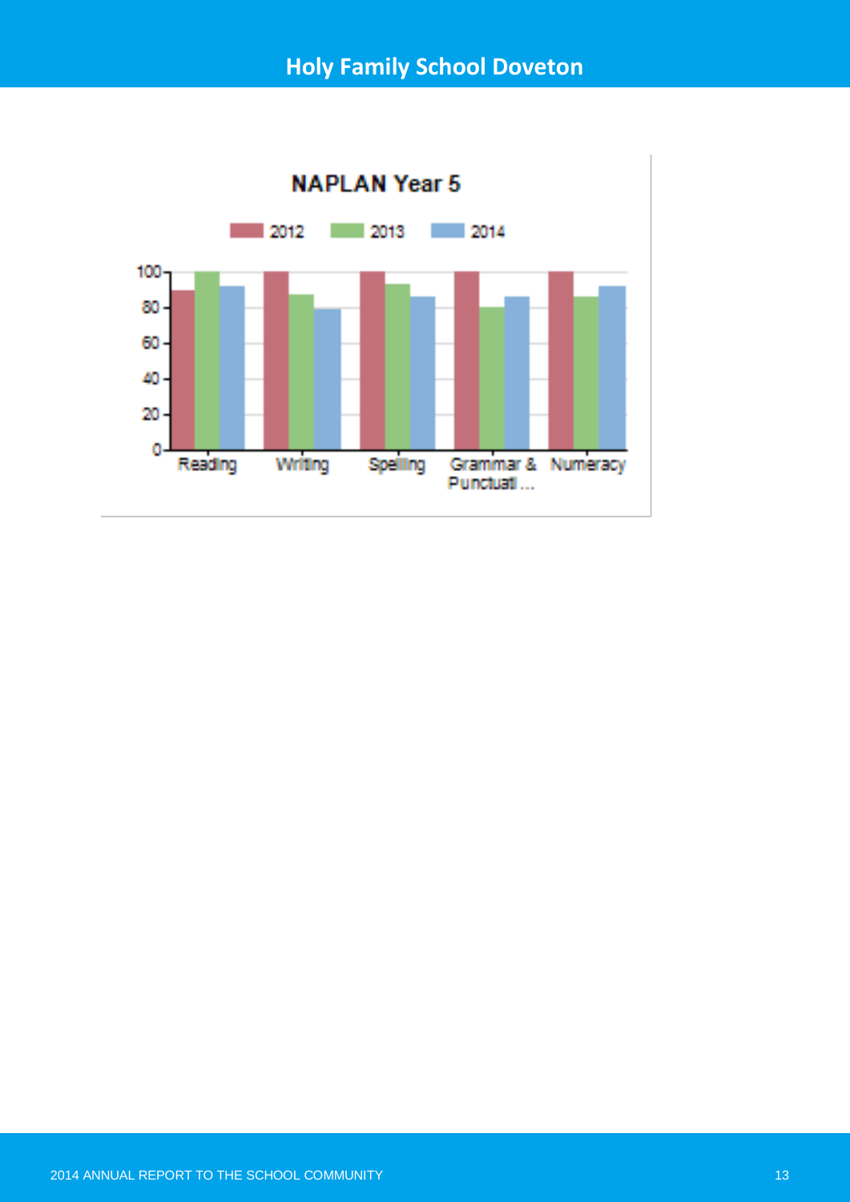**NAPLAN Year 5**

| | 2012 | 2013 | 2014 |
|---|---|---|---|
| Reading | 89 | 100 | 92 |
| Writing | 100 | 87 | 79 |
| Spelling | 100 | 93 | 86 |
| Grammar & Punctuati ... | 100 | 80 | 86 |
| Numeracy | 100 | 86 | 92 |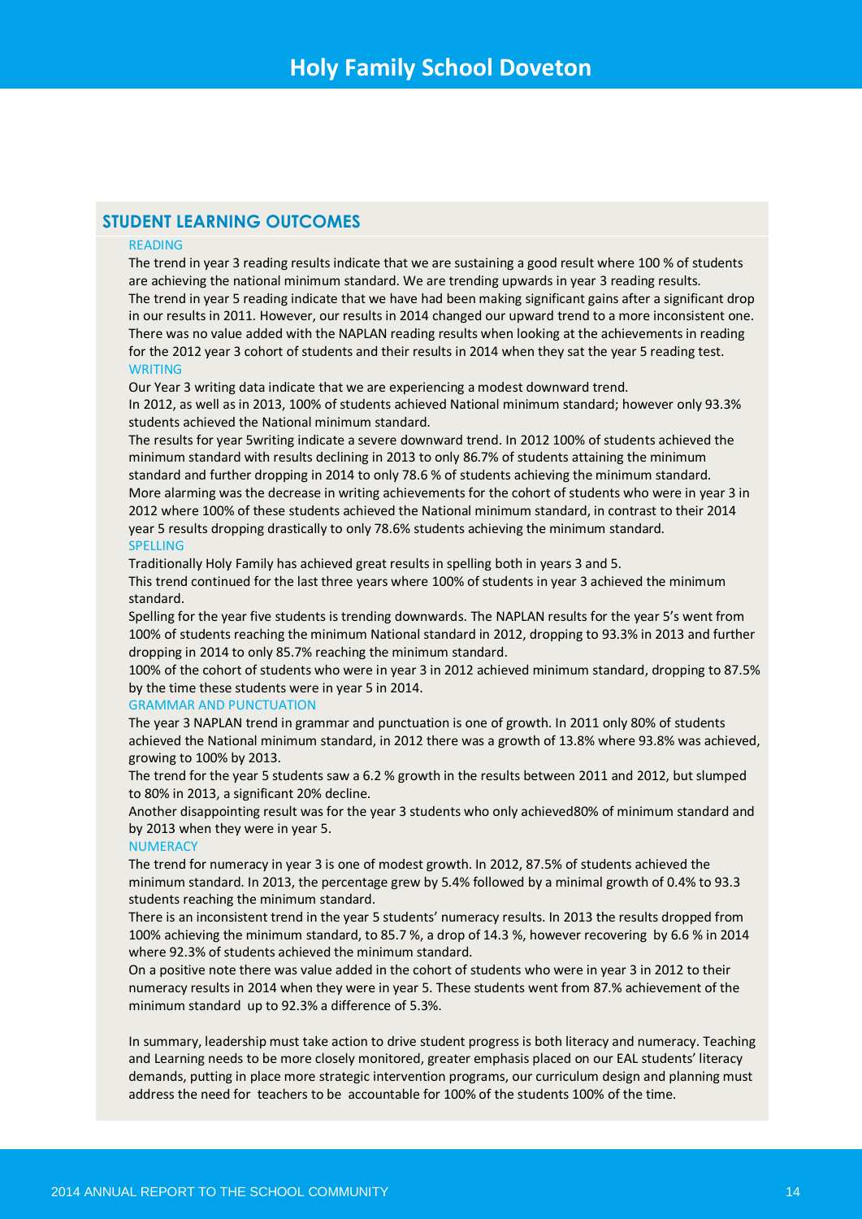# Holy Family School Doveton

## STUDENT LEARNING OUTCOMES

### READING

The trend in year 3 reading results indicate that we are sustaining a good result where 100 % of students are achieving the national minimum standard. We are trending upwards in year 3 reading results.

The trend in year 5 reading indicate that we have had been making significant gains after a significant drop in our results in 2011. However, our results in 2014 changed our upward trend to a more inconsistent one. There was no value added with the NAPLAN reading results when looking at the achievements in reading for the 2012 year 3 cohort of students and their results in 2014 when they sat the year 5 reading test.

### WRITING

Our Year 3 writing data indicate that we are experiencing a modest downward trend.

In 2012, as well as in 2013, 100% of students achieved National minimum standard; however only 93.3% students achieved the National minimum standard.

The results for year 5writing indicate a severe downward trend. In 2012 100% of students achieved the minimum standard with results declining in 2013 to only 86.7% of students attaining the minimum standard and further dropping in 2014 to only 78.6 % of students achieving the minimum standard.

More alarming was the decrease in writing achievements for the cohort of students who were in year 3 in 2012 where 100% of these students achieved the National minimum standard, in contrast to their 2014 year 5 results dropping drastically to only 78.6% students achieving the minimum standard.

### SPELLING

Traditionally Holy Family has achieved great results in spelling both in years 3 and 5.

This trend continued for the last three years where 100% of students in year 3 achieved the minimum standard.

Spelling for the year five students is trending downwards. The NAPLAN results for the year 5's went from 100% of students reaching the minimum National standard in 2012, dropping to 93.3% in 2013 and further dropping in 2014 to only 85.7% reaching the minimum standard.

100% of the cohort of students who were in year 3 in 2012 achieved minimum standard, dropping to 87.5% by the time these students were in year 5 in 2014.

### GRAMMAR AND PUNCTUATION

The year 3 NAPLAN trend in grammar and punctuation is one of growth. In 2011 only 80% of students achieved the National minimum standard, in 2012 there was a growth of 13.8% where 93.8% was achieved, growing to 100% by 2013.

The trend for the year 5 students saw a 6.2 % growth in the results between 2011 and 2012, but slumped to 80% in 2013, a significant 20% decline.

Another disappointing result was for the year 3 students who only achieved80% of minimum standard and by 2013 when they were in year 5.

### NUMERACY

The trend for numeracy in year 3 is one of modest growth. In 2012, 87.5% of students achieved the minimum standard. In 2013, the percentage grew by 5.4% followed by a minimal growth of 0.4% to 93.3 students reaching the minimum standard.

There is an inconsistent trend in the year 5 students' numeracy results. In 2013 the results dropped from 100% achieving the minimum standard, to 85.7 %, a drop of 14.3 %, however recovering by 6.6 % in 2014 where 92.3% of students achieved the minimum standard.

On a positive note there was value added in the cohort of students who were in year 3 in 2012 to their numeracy results in 2014 when they were in year 5. These students went from 87.% achievement of the minimum standard up to 92.3% a difference of 5.3%.

In summary, leadership must take action to drive student progress is both literacy and numeracy. Teaching and Learning needs to be more closely monitored, greater emphasis placed on our EAL students' literacy demands, putting in place more strategic intervention programs, our curriculum design and planning must address the need for teachers to be accountable for 100% of the students 100% of the time.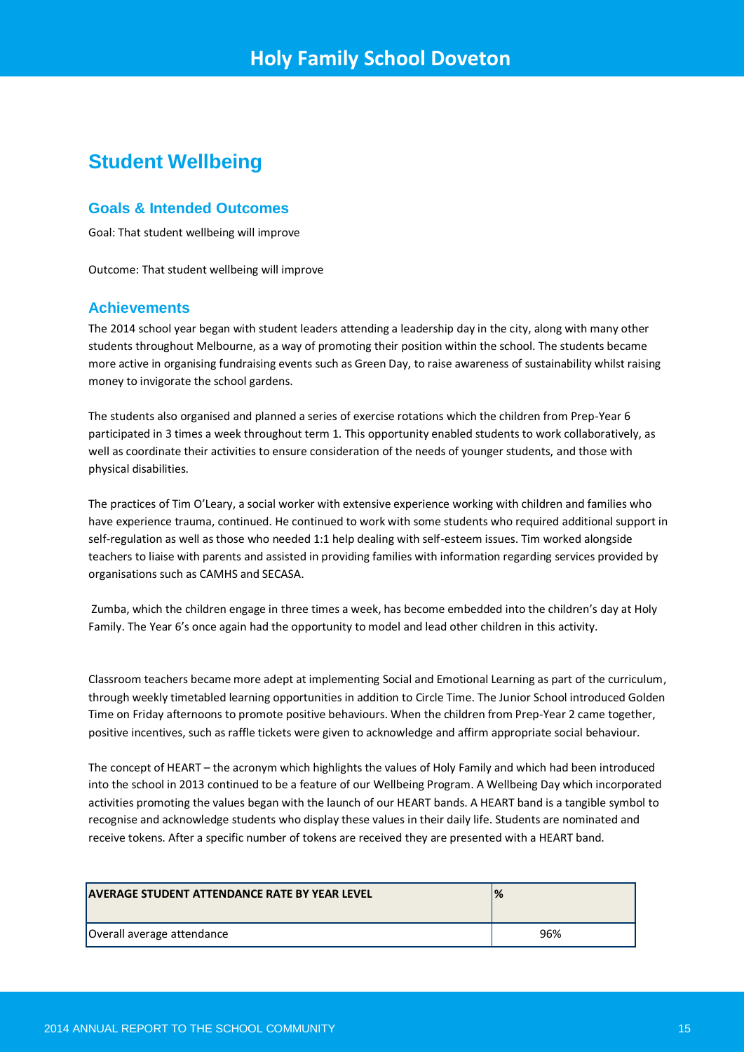## Student Wellbeing

### Goals & Intended Outcomes

Goal: That student wellbeing will improve

Outcome: That student wellbeing will improve

### Achievements

The 2014 school year began with student leaders attending a leadership day in the city, along with many other students throughout Melbourne, as a way of promoting their position within the school. The students became more active in organising fundraising events such as Green Day, to raise awareness of sustainability whilst raising money to invigorate the school gardens.

The students also organised and planned a series of exercise rotations which the children from Prep-Year 6 participated in 3 times a week throughout term 1. This opportunity enabled students to work collaboratively, as well as coordinate their activities to ensure consideration of the needs of younger students, and those with physical disabilities.

The practices of Tim O'Leary, a social worker with extensive experience working with children and families who have experience trauma, continued. He continued to work with some students who required additional support in self-regulation as well as those who needed 1:1 help dealing with self-esteem issues. Tim worked alongside teachers to liaise with parents and assisted in providing families with information regarding services provided by organisations such as CAMHS and SECASA.

Zumba, which the children engage in three times a week, has become embedded into the children's day at Holy Family. The Year 6's once again had the opportunity to model and lead other children in this activity.

Classroom teachers became more adept at implementing Social and Emotional Learning as part of the curriculum, through weekly timetabled learning opportunities in addition to Circle Time. The Junior School introduced Golden Time on Friday afternoons to promote positive behaviours. When the children from Prep-Year 2 came together, positive incentives, such as raffle tickets were given to acknowledge and affirm appropriate social behaviour.

The concept of HEART – the acronym which highlights the values of Holy Family and which had been introduced into the school in 2013 continued to be a feature of our Wellbeing Program. A Wellbeing Day which incorporated activities promoting the values began with the launch of our HEART bands. A HEART band is a tangible symbol to recognise and acknowledge students who display these values in their daily life. Students are nominated and receive tokens. After a specific number of tokens are received they are presented with a HEART band.

| AVERAGE STUDENT ATTENDANCE RATE BY YEAR LEVEL | % |
|---|---|
| Overall average attendance | 96% |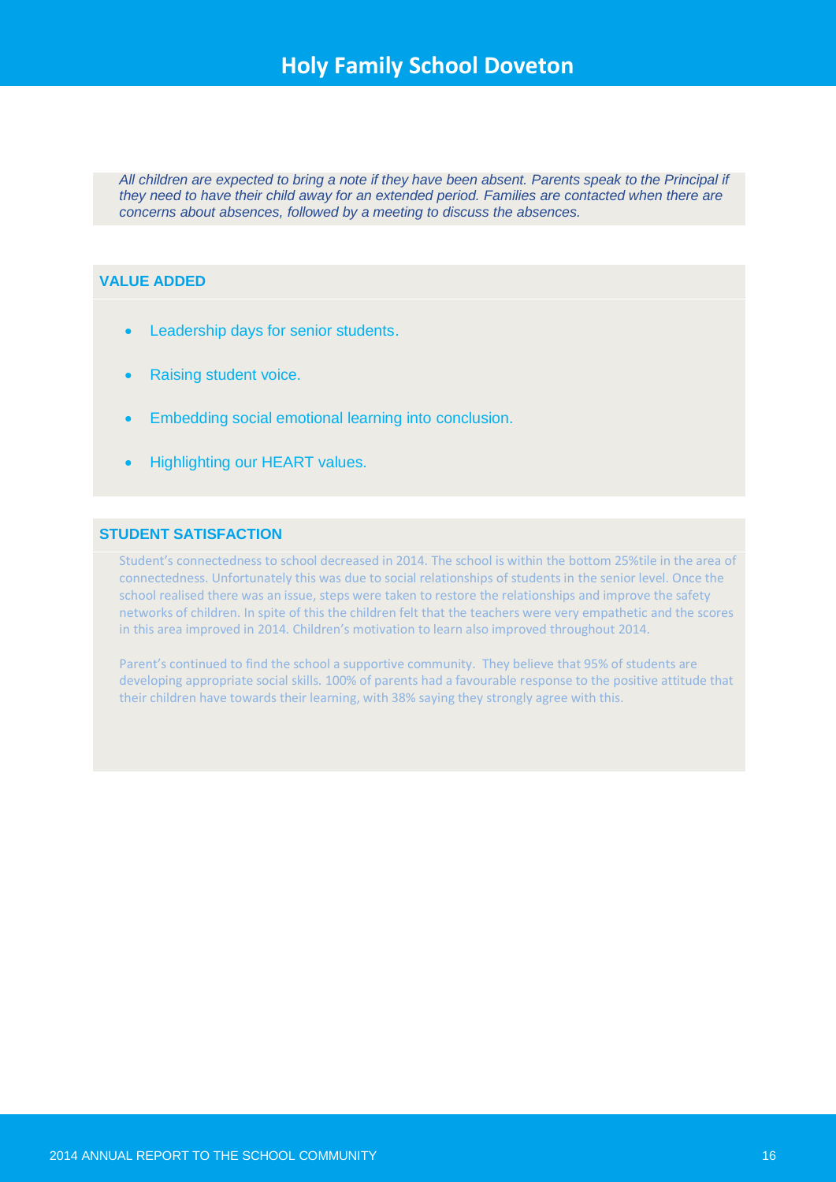*All children are expected to bring a note if they have been absent. Parents speak to the Principal if they need to have their child away for an extended period. Families are contacted when there are concerns about absences, followed by a meeting to discuss the absences.*

## VALUE ADDED

- Leadership days for senior students.
- Raising student voice.
- Embedding social emotional learning into conclusion.
- Highlighting our HEART values.

## STUDENT SATISFACTION

Student's connectedness to school decreased in 2014. The school is within the bottom 25%tile in the area of connectedness. Unfortunately this was due to social relationships of students in the senior level. Once the school realised there was an issue, steps were taken to restore the relationships and improve the safety networks of children. In spite of this the children felt that the teachers were very empathetic and the scores in this area improved in 2014. Children's motivation to learn also improved throughout 2014.

Parent's continued to find the school a supportive community. They believe that 95% of students are developing appropriate social skills. 100% of parents had a favourable response to the positive attitude that their children have towards their learning, with 38% saying they strongly agree with this.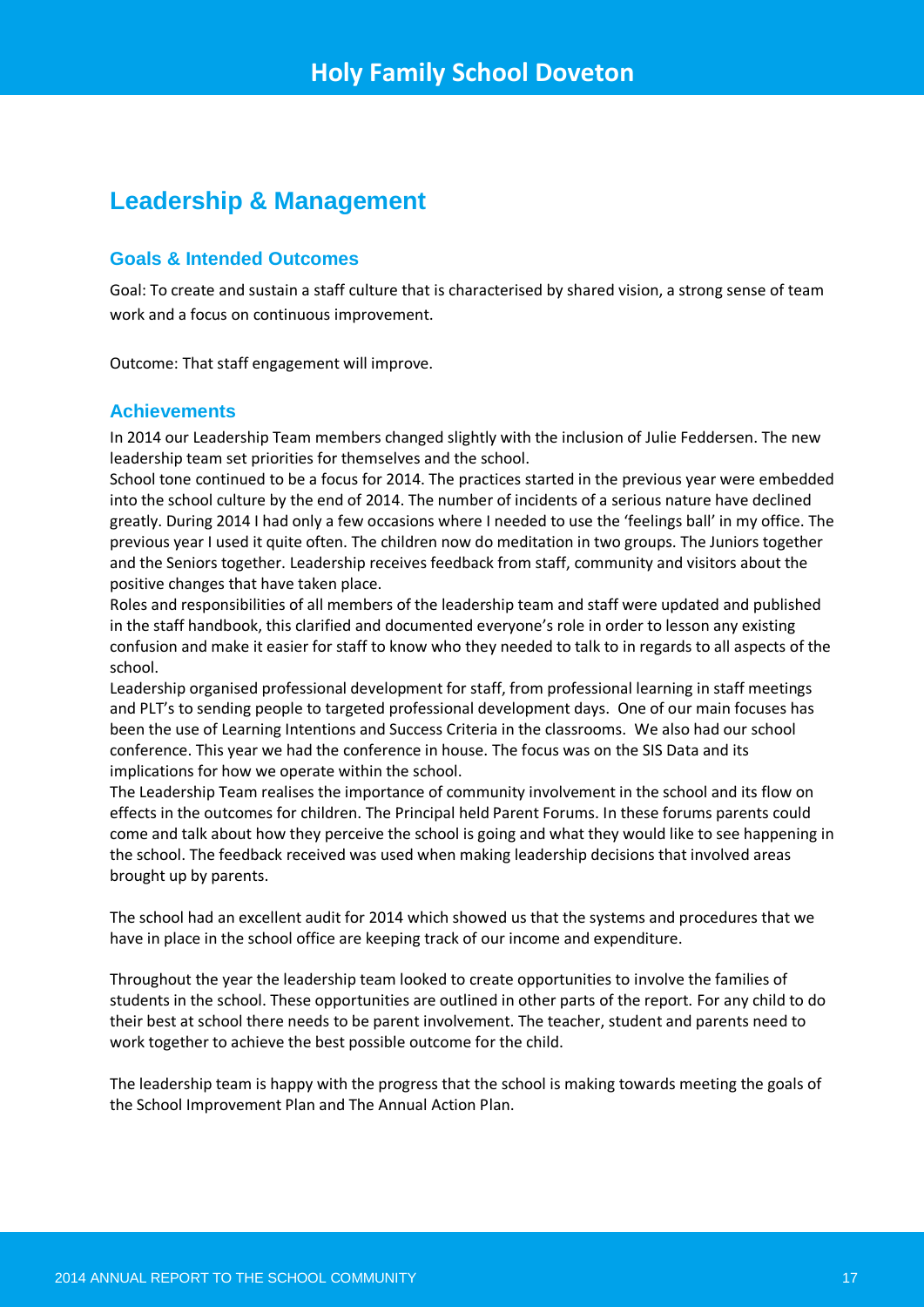## Leadership & Management

### Goals & Intended Outcomes

Goal: To create and sustain a staff culture that is characterised by shared vision, a strong sense of team work and a focus on continuous improvement.

Outcome: That staff engagement will improve.

### Achievements

In 2014 our Leadership Team members changed slightly with the inclusion of Julie Feddersen. The new leadership team set priorities for themselves and the school.
School tone continued to be a focus for 2014. The practices started in the previous year were embedded into the school culture by the end of 2014. The number of incidents of a serious nature have declined greatly. During 2014 I had only a few occasions where I needed to use the 'feelings ball' in my office. The previous year I used it quite often. The children now do meditation in two groups. The Juniors together and the Seniors together. Leadership receives feedback from staff, community and visitors about the positive changes that have taken place.
Roles and responsibilities of all members of the leadership team and staff were updated and published in the staff handbook, this clarified and documented everyone's role in order to lesson any existing confusion and make it easier for staff to know who they needed to talk to in regards to all aspects of the school.
Leadership organised professional development for staff, from professional learning in staff meetings and PLT's to sending people to targeted professional development days. One of our main focuses has been the use of Learning Intentions and Success Criteria in the classrooms. We also had our school conference. This year we had the conference in house. The focus was on the SIS Data and its implications for how we operate within the school.
The Leadership Team realises the importance of community involvement in the school and its flow on effects in the outcomes for children. The Principal held Parent Forums. In these forums parents could come and talk about how they perceive the school is going and what they would like to see happening in the school. The feedback received was used when making leadership decisions that involved areas brought up by parents.

The school had an excellent audit for 2014 which showed us that the systems and procedures that we have in place in the school office are keeping track of our income and expenditure.

Throughout the year the leadership team looked to create opportunities to involve the families of students in the school. These opportunities are outlined in other parts of the report. For any child to do their best at school there needs to be parent involvement. The teacher, student and parents need to work together to achieve the best possible outcome for the child.

The leadership team is happy with the progress that the school is making towards meeting the goals of the School Improvement Plan and The Annual Action Plan.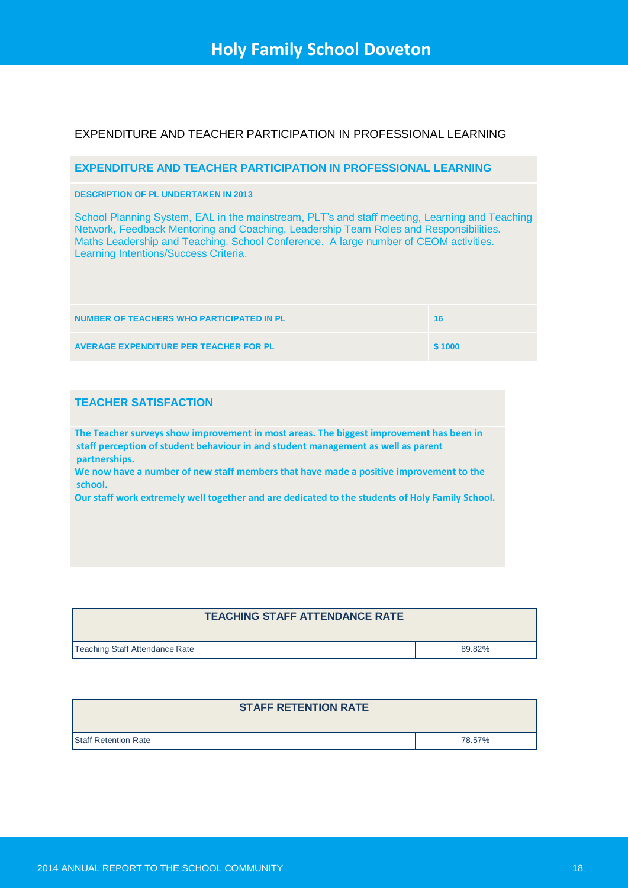# Holy Family School Doveton

EXPENDITURE AND TEACHER PARTICIPATION IN PROFESSIONAL LEARNING

## EXPENDITURE AND TEACHER PARTICIPATION IN PROFESSIONAL LEARNING

**DESCRIPTION OF PL UNDERTAKEN IN 2013**

School Planning System, EAL in the mainstream, PLT's and staff meeting, Learning and Teaching Network, Feedback Mentoring and Coaching, Leadership Team Roles and Responsibilities. Maths Leadership and Teaching. School Conference. A large number of CEOM activities. Learning Intentions/Success Criteria.

| | |
|---|---|
| **NUMBER OF TEACHERS WHO PARTICIPATED IN PL** | **16** |
| **AVERAGE EXPENDITURE PER TEACHER FOR PL** | **$ 1000** |

## TEACHER SATISFACTION

**The Teacher surveys show improvement in most areas. The biggest improvement has been in staff perception of student behaviour in and student management as well as parent partnerships.**

**We now have a number of new staff members that have made a positive improvement to the school.**

**Our staff work extremely well together and are dedicated to the students of Holy Family School.**

| TEACHING STAFF ATTENDANCE RATE | |
|---|---|
| Teaching Staff Attendance Rate | 89.82% |

| STAFF RETENTION RATE | |
|---|---|
| Staff Retention Rate | 78.57% |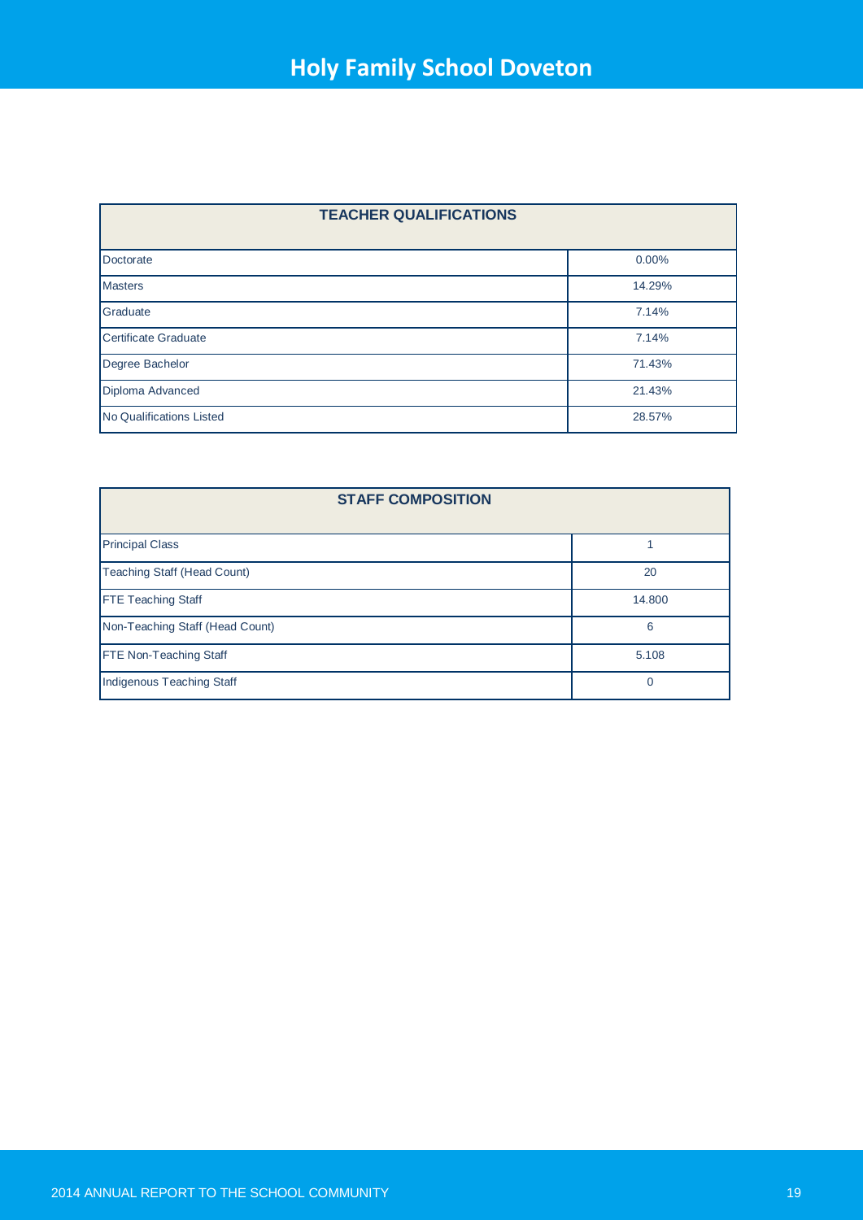# Holy Family School Doveton

| TEACHER QUALIFICATIONS | |
|---|---|
| Doctorate | 0.00% |
| Masters | 14.29% |
| Graduate | 7.14% |
| Certificate Graduate | 7.14% |
| Degree Bachelor | 71.43% |
| Diploma Advanced | 21.43% |
| No Qualifications Listed | 28.57% |

| STAFF COMPOSITION | |
|---|---|
| Principal Class | 1 |
| Teaching Staff (Head Count) | 20 |
| FTE Teaching Staff | 14.800 |
| Non-Teaching Staff (Head Count) | 6 |
| FTE Non-Teaching Staff | 5.108 |
| Indigenous Teaching Staff | 0 |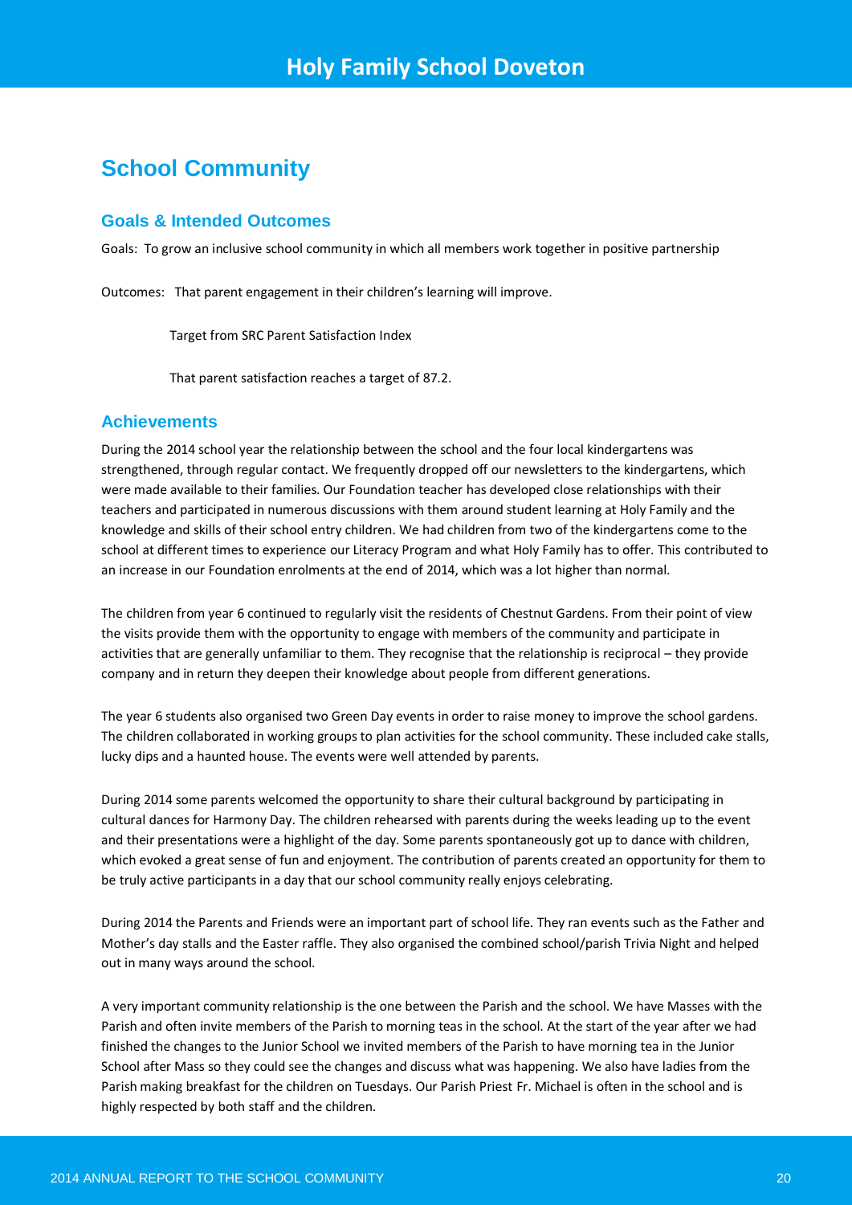## School Community

### Goals & Intended Outcomes

Goals: To grow an inclusive school community in which all members work together in positive partnership

Outcomes: That parent engagement in their children's learning will improve.

Target from SRC Parent Satisfaction Index

That parent satisfaction reaches a target of 87.2.

### Achievements

During the 2014 school year the relationship between the school and the four local kindergartens was strengthened, through regular contact. We frequently dropped off our newsletters to the kindergartens, which were made available to their families. Our Foundation teacher has developed close relationships with their teachers and participated in numerous discussions with them around student learning at Holy Family and the knowledge and skills of their school entry children. We had children from two of the kindergartens come to the school at different times to experience our Literacy Program and what Holy Family has to offer. This contributed to an increase in our Foundation enrolments at the end of 2014, which was a lot higher than normal.

The children from year 6 continued to regularly visit the residents of Chestnut Gardens. From their point of view the visits provide them with the opportunity to engage with members of the community and participate in activities that are generally unfamiliar to them. They recognise that the relationship is reciprocal – they provide company and in return they deepen their knowledge about people from different generations.

The year 6 students also organised two Green Day events in order to raise money to improve the school gardens. The children collaborated in working groups to plan activities for the school community. These included cake stalls, lucky dips and a haunted house. The events were well attended by parents.

During 2014 some parents welcomed the opportunity to share their cultural background by participating in cultural dances for Harmony Day. The children rehearsed with parents during the weeks leading up to the event and their presentations were a highlight of the day. Some parents spontaneously got up to dance with children, which evoked a great sense of fun and enjoyment. The contribution of parents created an opportunity for them to be truly active participants in a day that our school community really enjoys celebrating.

During 2014 the Parents and Friends were an important part of school life. They ran events such as the Father and Mother's day stalls and the Easter raffle. They also organised the combined school/parish Trivia Night and helped out in many ways around the school.

A very important community relationship is the one between the Parish and the school. We have Masses with the Parish and often invite members of the Parish to morning teas in the school. At the start of the year after we had finished the changes to the Junior School we invited members of the Parish to have morning tea in the Junior School after Mass so they could see the changes and discuss what was happening. We also have ladies from the Parish making breakfast for the children on Tuesdays. Our Parish Priest Fr. Michael is often in the school and is highly respected by both staff and the children.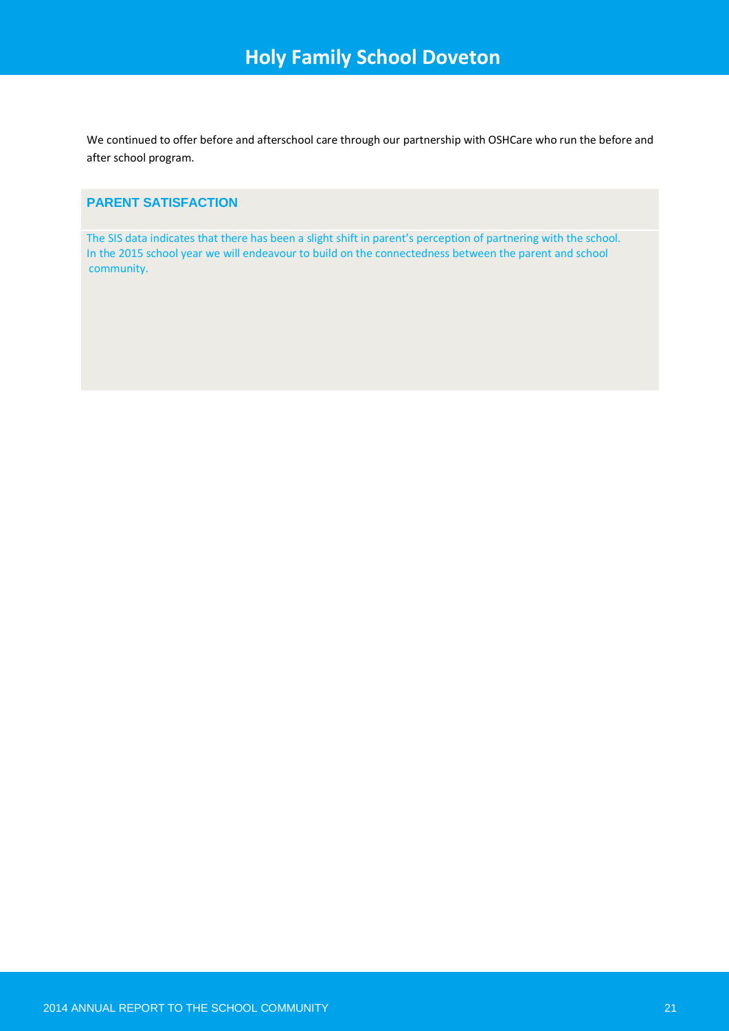We continued to offer before and afterschool care through our partnership with OSHCare who run the before and after school program.

## PARENT SATISFACTION

The SIS data indicates that there has been a slight shift in parent's perception of partnering with the school. In the 2015 school year we will endeavour to build on the connectedness between the parent and school community.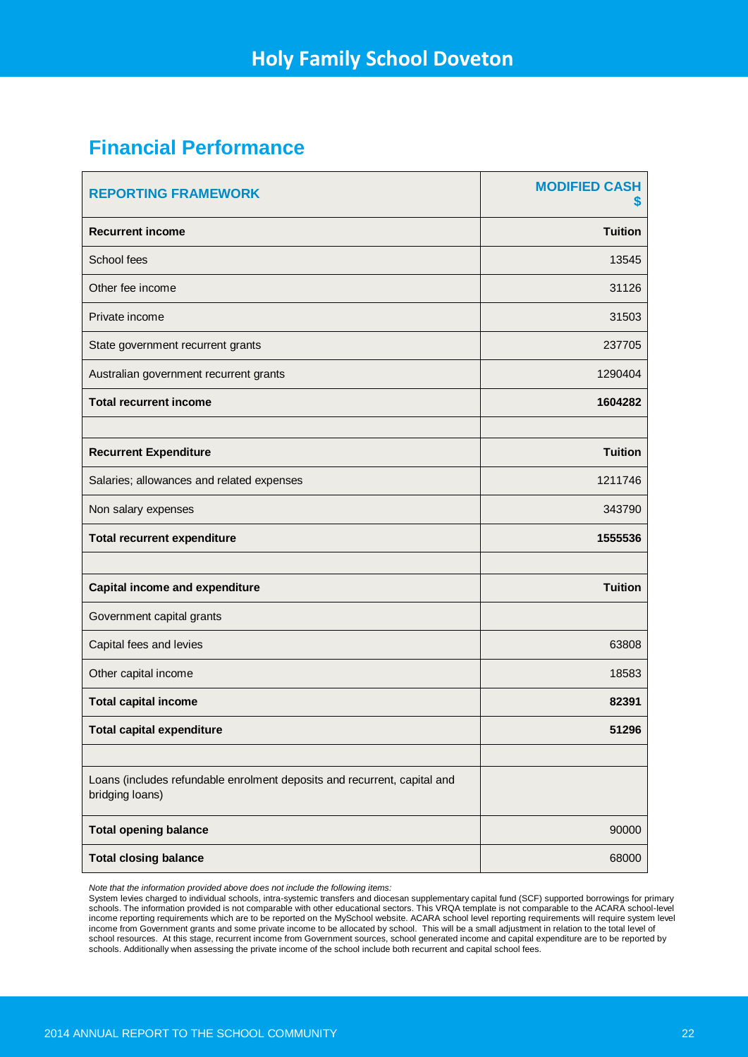# Holy Family School Doveton

## Financial Performance

| REPORTING FRAMEWORK | MODIFIED CASH $ |
|---|---|
| **Recurrent income** | **Tuition** |
| School fees | 13545 |
| Other fee income | 31126 |
| Private income | 31503 |
| State government recurrent grants | 237705 |
| Australian government recurrent grants | 1290404 |
| **Total recurrent income** | **1604282** |
| | |
| **Recurrent Expenditure** | **Tuition** |
| Salaries; allowances and related expenses | 1211746 |
| Non salary expenses | 343790 |
| **Total recurrent expenditure** | **1555536** |
| | |
| **Capital income and expenditure** | **Tuition** |
| Government capital grants | |
| Capital fees and levies | 63808 |
| Other capital income | 18583 |
| **Total capital income** | **82391** |
| **Total capital expenditure** | **51296** |
| | |
| Loans (includes refundable enrolment deposits and recurrent, capital and bridging loans) | |
| **Total opening balance** | 90000 |
| **Total closing balance** | 68000 |

*Note that the information provided above does not include the following items:*

System levies charged to individual schools, intra-systemic transfers and diocesan supplementary capital fund (SCF) supported borrowings for primary schools. The information provided is not comparable with other educational sectors. This VRQA template is not comparable to the ACARA school-level income reporting requirements which are to be reported on the MySchool website. ACARA school level reporting requirements will require system level income from Government grants and some private income to be allocated by school. This will be a small adjustment in relation to the total level of school resources. At this stage, recurrent income from Government sources, school generated income and capital expenditure are to be reported by schools. Additionally when assessing the private income of the school include both recurrent and capital school fees.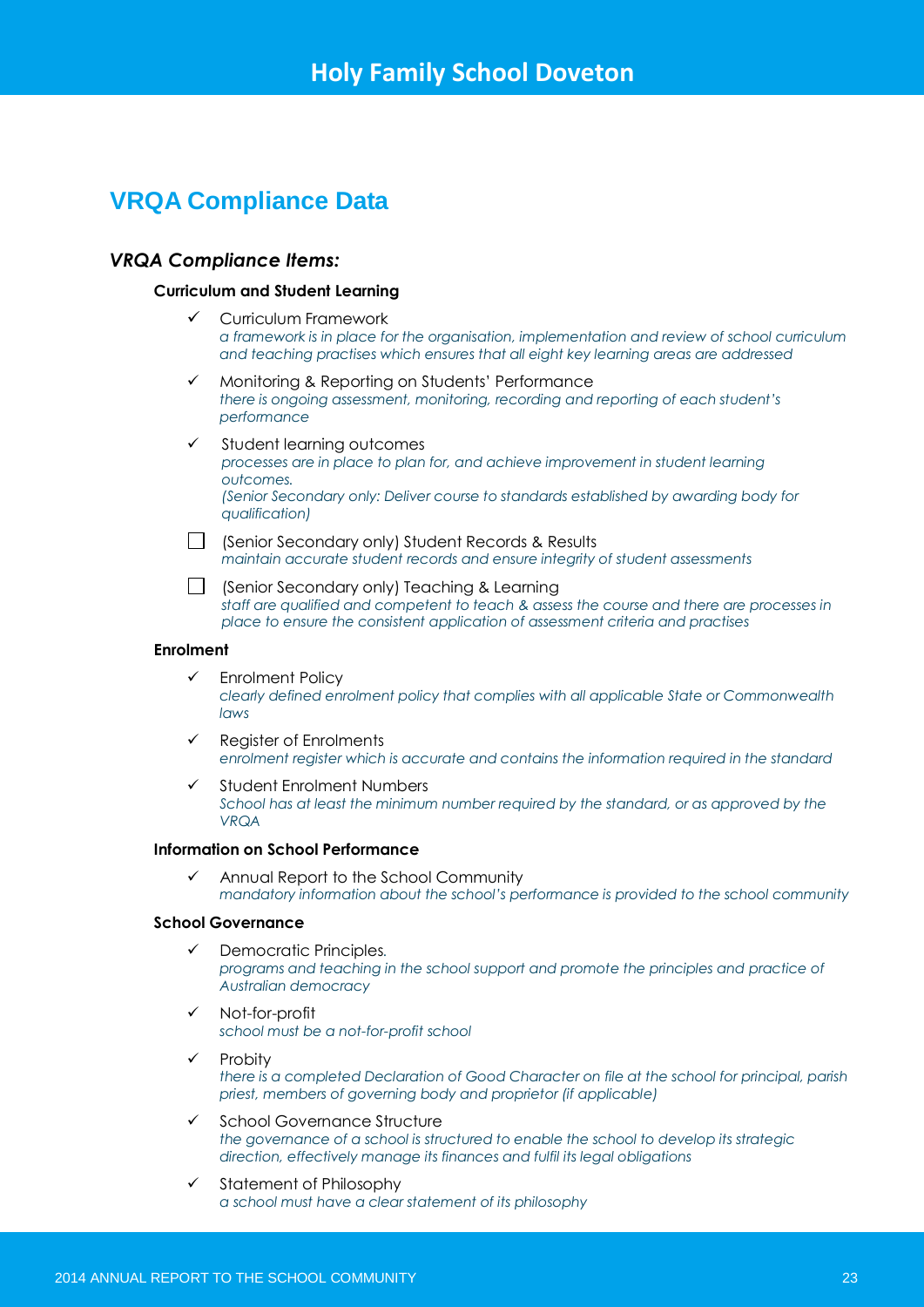# Holy Family School Doveton

## VRQA Compliance Data

### *VRQA Compliance Items:*

**Curriculum and Student Learning**

- ✓ Curriculum Framework
  *a framework is in place for the organisation, implementation and review of school curriculum and teaching practises which ensures that all eight key learning areas are addressed*
- ✓ Monitoring & Reporting on Students' Performance
  *there is ongoing assessment, monitoring, recording and reporting of each student's performance*
- ✓ Student learning outcomes
  *processes are in place to plan for, and achieve improvement in student learning outcomes.*
  *(Senior Secondary only: Deliver course to standards established by awarding body for qualification)*
- ☐ (Senior Secondary only) Student Records & Results
  *maintain accurate student records and ensure integrity of student assessments*
- ☐ (Senior Secondary only) Teaching & Learning
  *staff are qualified and competent to teach & assess the course and there are processes in place to ensure the consistent application of assessment criteria and practises*

**Enrolment**

- ✓ Enrolment Policy
  *clearly defined enrolment policy that complies with all applicable State or Commonwealth laws*
- ✓ Register of Enrolments
  *enrolment register which is accurate and contains the information required in the standard*
- ✓ Student Enrolment Numbers
  *School has at least the minimum number required by the standard, or as approved by the VRQA*

**Information on School Performance**

- ✓ Annual Report to the School Community
  *mandatory information about the school's performance is provided to the school community*

**School Governance**

- ✓ Democratic Principles.
  *programs and teaching in the school support and promote the principles and practice of Australian democracy*
- ✓ Not-for-profit
  *school must be a not-for-profit school*
- ✓ Probity
  *there is a completed Declaration of Good Character on file at the school for principal, parish priest, members of governing body and proprietor (if applicable)*
- ✓ School Governance Structure
  *the governance of a school is structured to enable the school to develop its strategic direction, effectively manage its finances and fulfil its legal obligations*
- ✓ Statement of Philosophy
  *a school must have a clear statement of its philosophy*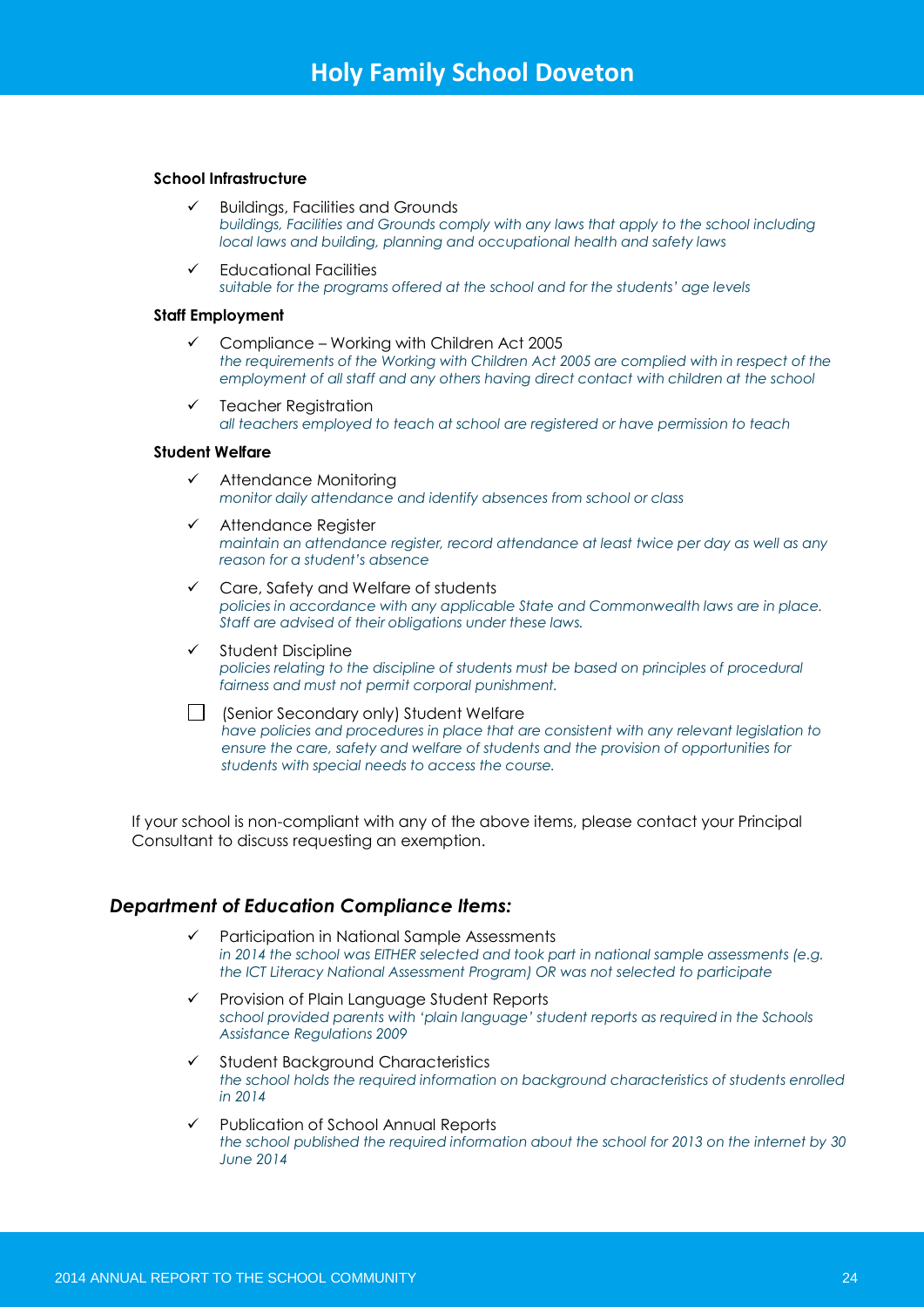### School Infrastructure

- ✓ Buildings, Facilities and Grounds
  *buildings, Facilities and Grounds comply with any laws that apply to the school including local laws and building, planning and occupational health and safety laws*
- ✓ Educational Facilities
  *suitable for the programs offered at the school and for the students' age levels*

### Staff Employment

- ✓ Compliance – Working with Children Act 2005
  *the requirements of the Working with Children Act 2005 are complied with in respect of the employment of all staff and any others having direct contact with children at the school*
- ✓ Teacher Registration
  *all teachers employed to teach at school are registered or have permission to teach*

### Student Welfare

- ✓ Attendance Monitoring
  *monitor daily attendance and identify absences from school or class*
- ✓ Attendance Register
  *maintain an attendance register, record attendance at least twice per day as well as any reason for a student's absence*
- ✓ Care, Safety and Welfare of students
  *policies in accordance with any applicable State and Commonwealth laws are in place. Staff are advised of their obligations under these laws.*
- ✓ Student Discipline
  *policies relating to the discipline of students must be based on principles of procedural fairness and must not permit corporal punishment.*
- ☐ (Senior Secondary only) Student Welfare
  *have policies and procedures in place that are consistent with any relevant legislation to ensure the care, safety and welfare of students and the provision of opportunities for students with special needs to access the course.*

If your school is non-compliant with any of the above items, please contact your Principal Consultant to discuss requesting an exemption.

## *Department of Education Compliance Items:*

- ✓ Participation in National Sample Assessments
  *in 2014 the school was EITHER selected and took part in national sample assessments (e.g. the ICT Literacy National Assessment Program) OR was not selected to participate*
- ✓ Provision of Plain Language Student Reports
  *school provided parents with 'plain language' student reports as required in the Schools Assistance Regulations 2009*
- ✓ Student Background Characteristics
  *the school holds the required information on background characteristics of students enrolled in 2014*
- ✓ Publication of School Annual Reports
  *the school published the required information about the school for 2013 on the internet by 30 June 2014*